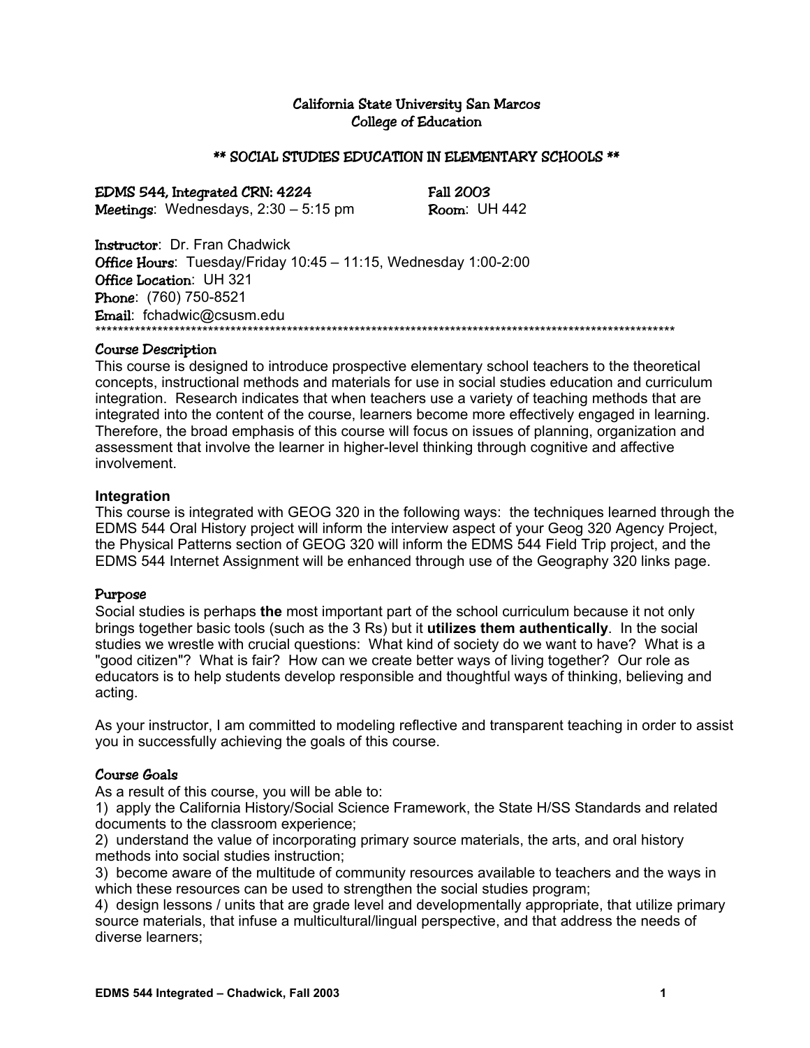# California State University San Marcos
## College of Education

### ** SOCIAL STUDIES EDUCATION IN ELEMENTARY SCHOOLS **

**EDMS 544, Integrated CRN: 4224** — **Fall 2003**
**Meetings**: Wednesdays, 2:30 – 5:15 pm — **Room**: UH 442

**Instructor**: Dr. Fran Chadwick
**Office Hours**: Tuesday/Friday 10:45 – 11:15, Wednesday 1:00-2:00
**Office Location**: UH 321
**Phone**: (760) 750-8521
**Email**: fchadwic@csusm.edu

***

### Course Description

This course is designed to introduce prospective elementary school teachers to the theoretical concepts, instructional methods and materials for use in social studies education and curriculum integration. Research indicates that when teachers use a variety of teaching methods that are integrated into the content of the course, learners become more effectively engaged in learning. Therefore, the broad emphasis of this course will focus on issues of planning, organization and assessment that involve the learner in higher-level thinking through cognitive and affective involvement.

### Integration

This course is integrated with GEOG 320 in the following ways: the techniques learned through the EDMS 544 Oral History project will inform the interview aspect of your Geog 320 Agency Project, the Physical Patterns section of GEOG 320 will inform the EDMS 544 Field Trip project, and the EDMS 544 Internet Assignment will be enhanced through use of the Geography 320 links page.

### Purpose

Social studies is perhaps **the** most important part of the school curriculum because it not only brings together basic tools (such as the 3 Rs) but it **utilizes them authentically**. In the social studies we wrestle with crucial questions: What kind of society do we want to have? What is a "good citizen"? What is fair? How can we create better ways of living together? Our role as educators is to help students develop responsible and thoughtful ways of thinking, believing and acting.

As your instructor, I am committed to modeling reflective and transparent teaching in order to assist you in successfully achieving the goals of this course.

### Course Goals

As a result of this course, you will be able to:

1) apply the California History/Social Science Framework, the State H/SS Standards and related documents to the classroom experience;
2) understand the value of incorporating primary source materials, the arts, and oral history methods into social studies instruction;
3) become aware of the multitude of community resources available to teachers and the ways in which these resources can be used to strengthen the social studies program;
4) design lessons / units that are grade level and developmentally appropriate, that utilize primary source materials, that infuse a multicultural/lingual perspective, and that address the needs of diverse learners;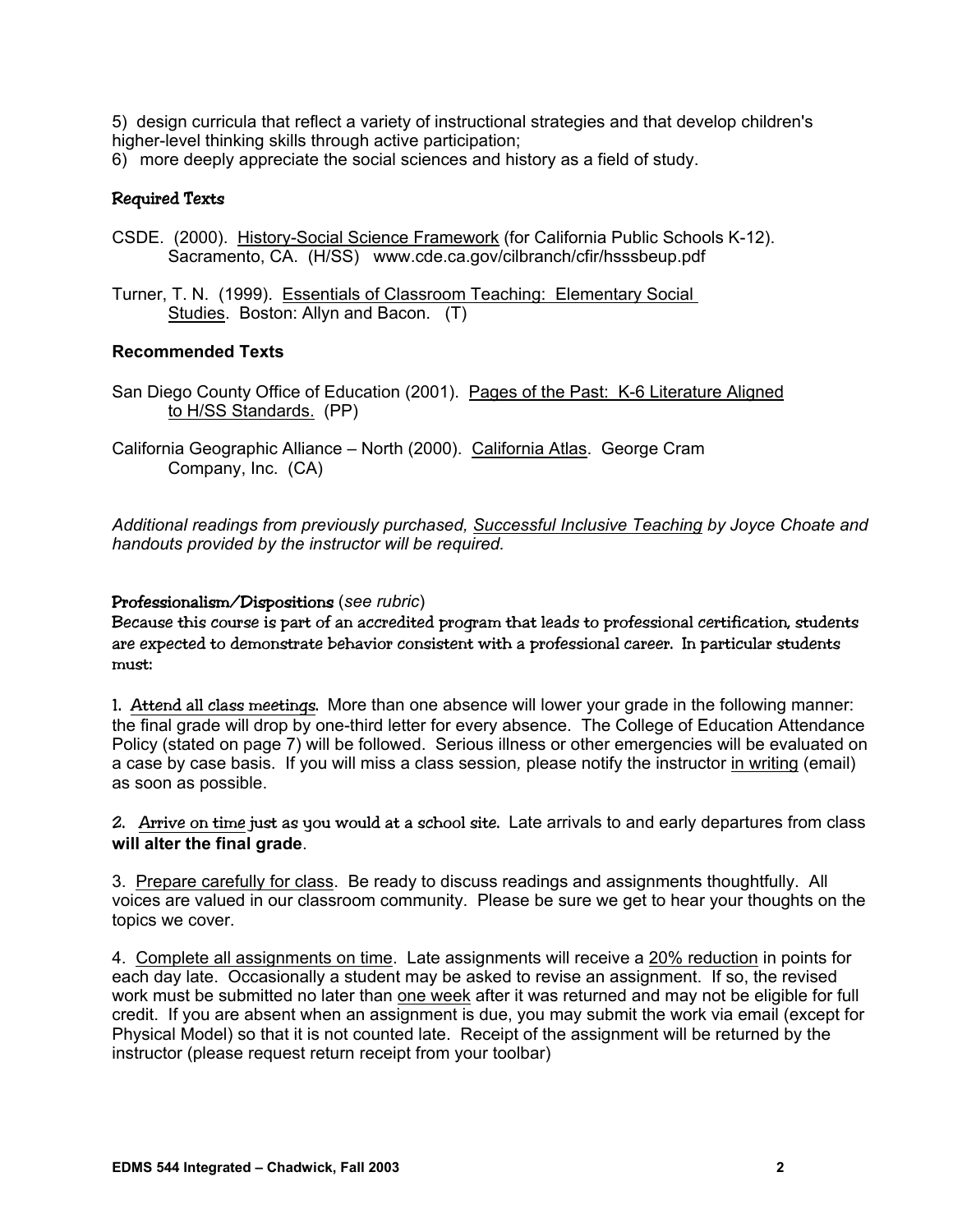5) design curricula that reflect a variety of instructional strategies and that develop children's higher-level thinking skills through active participation;
6) more deeply appreciate the social sciences and history as a field of study.

### Required Texts

CSDE. (2000). History-Social Science Framework (for California Public Schools K-12). Sacramento, CA. (H/SS) www.cde.ca.gov/cilbranch/cfir/hsssbeup.pdf

Turner, T. N. (1999). Essentials of Classroom Teaching: Elementary Social Studies. Boston: Allyn and Bacon. (T)

### Recommended Texts

San Diego County Office of Education (2001). Pages of the Past: K-6 Literature Aligned to H/SS Standards. (PP)

California Geographic Alliance – North (2000). California Atlas. George Cram Company, Inc. (CA)

*Additional readings from previously purchased, Successful Inclusive Teaching by Joyce Choate and handouts provided by the instructor will be required.*

### Professionalism/Dispositions (*see rubric*)

Because this course is part of an accredited program that leads to professional certification, students are expected to demonstrate behavior consistent with a professional career. In particular students must:

1. Attend all class meetings. More than one absence will lower your grade in the following manner: the final grade will drop by one-third letter for every absence. The College of Education Attendance Policy (stated on page 7) will be followed. Serious illness or other emergencies will be evaluated on a case by case basis. If you will miss a class session, please notify the instructor in writing (email) as soon as possible.

2. Arrive on time just as you would at a school site. Late arrivals to and early departures from class **will alter the final grade**.

3. Prepare carefully for class. Be ready to discuss readings and assignments thoughtfully. All voices are valued in our classroom community. Please be sure we get to hear your thoughts on the topics we cover.

4. Complete all assignments on time. Late assignments will receive a 20% reduction in points for each day late. Occasionally a student may be asked to revise an assignment. If so, the revised work must be submitted no later than one week after it was returned and may not be eligible for full credit. If you are absent when an assignment is due, you may submit the work via email (except for Physical Model) so that it is not counted late. Receipt of the assignment will be returned by the instructor (please request return receipt from your toolbar)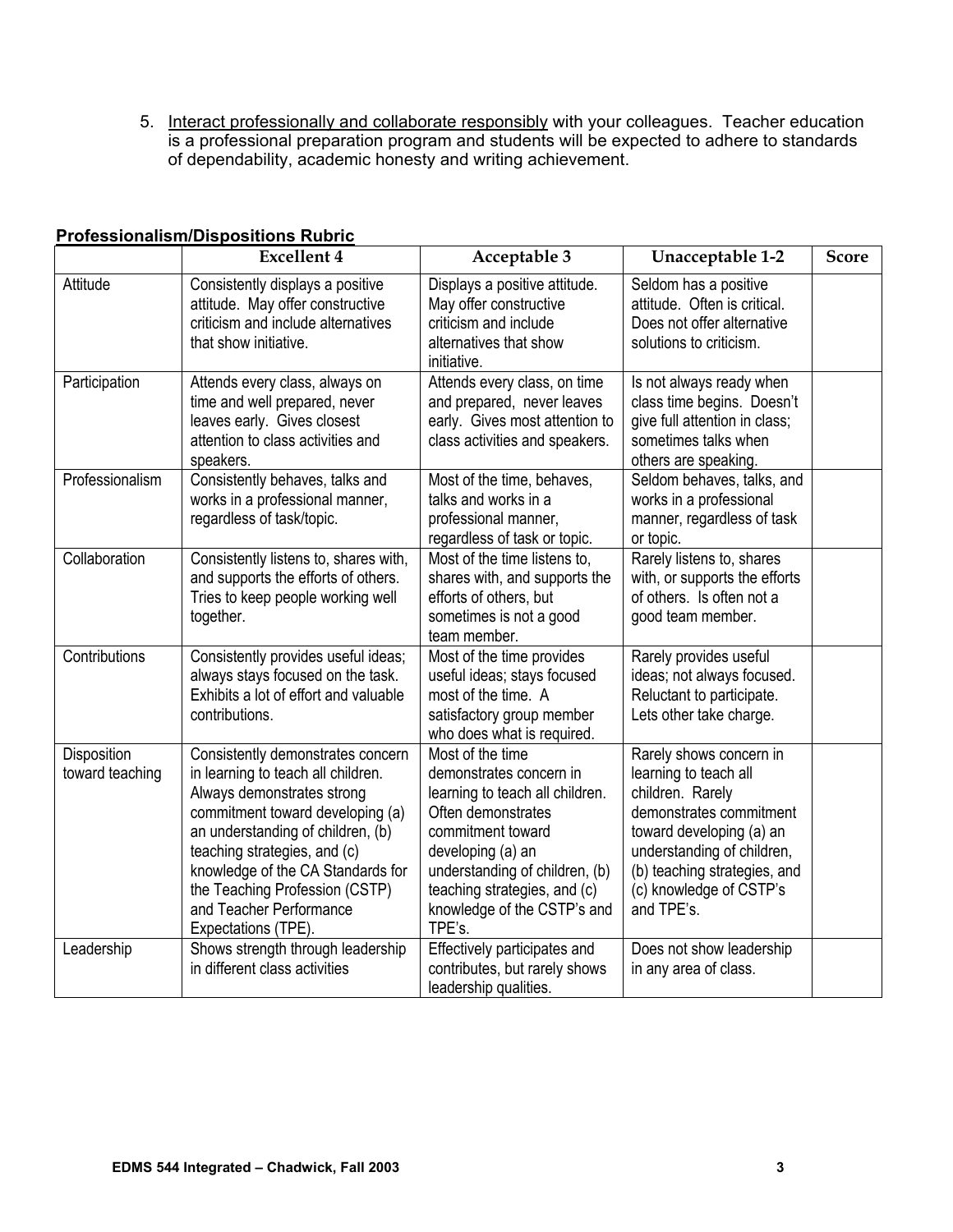5. Interact professionally and collaborate responsibly with your colleagues. Teacher education is a professional preparation program and students will be expected to adhere to standards of dependability, academic honesty and writing achievement.

**Professionalism/Dispositions Rubric**

| | Excellent 4 | Acceptable 3 | Unacceptable 1-2 | Score |
|---|---|---|---|---|
| Attitude | Consistently displays a positive attitude. May offer constructive criticism and include alternatives that show initiative. | Displays a positive attitude. May offer constructive criticism and include alternatives that show initiative. | Seldom has a positive attitude. Often is critical. Does not offer alternative solutions to criticism. | |
| Participation | Attends every class, always on time and well prepared, never leaves early. Gives closest attention to class activities and speakers. | Attends every class, on time and prepared, never leaves early. Gives most attention to class activities and speakers. | Is not always ready when class time begins. Doesn't give full attention in class; sometimes talks when others are speaking. | |
| Professionalism | Consistently behaves, talks and works in a professional manner, regardless of task/topic. | Most of the time, behaves, talks and works in a professional manner, regardless of task or topic. | Seldom behaves, talks, and works in a professional manner, regardless of task or topic. | |
| Collaboration | Consistently listens to, shares with, and supports the efforts of others. Tries to keep people working well together. | Most of the time listens to, shares with, and supports the efforts of others, but sometimes is not a good team member. | Rarely listens to, shares with, or supports the efforts of others. Is often not a good team member. | |
| Contributions | Consistently provides useful ideas; always stays focused on the task. Exhibits a lot of effort and valuable contributions. | Most of the time provides useful ideas; stays focused most of the time. A satisfactory group member who does what is required. | Rarely provides useful ideas; not always focused. Reluctant to participate. Lets other take charge. | |
| Disposition toward teaching | Consistently demonstrates concern in learning to teach all children. Always demonstrates strong commitment toward developing (a) an understanding of children, (b) teaching strategies, and (c) knowledge of the CA Standards for the Teaching Profession (CSTP) and Teacher Performance Expectations (TPE). | Most of the time demonstrates concern in learning to teach all children. Often demonstrates commitment toward developing (a) an understanding of children, (b) teaching strategies, and (c) knowledge of the CSTP's and TPE's. | Rarely shows concern in learning to teach all children. Rarely demonstrates commitment toward developing (a) an understanding of children, (b) teaching strategies, and (c) knowledge of CSTP's and TPE's. | |
| Leadership | Shows strength through leadership in different class activities | Effectively participates and contributes, but rarely shows leadership qualities. | Does not show leadership in any area of class. | |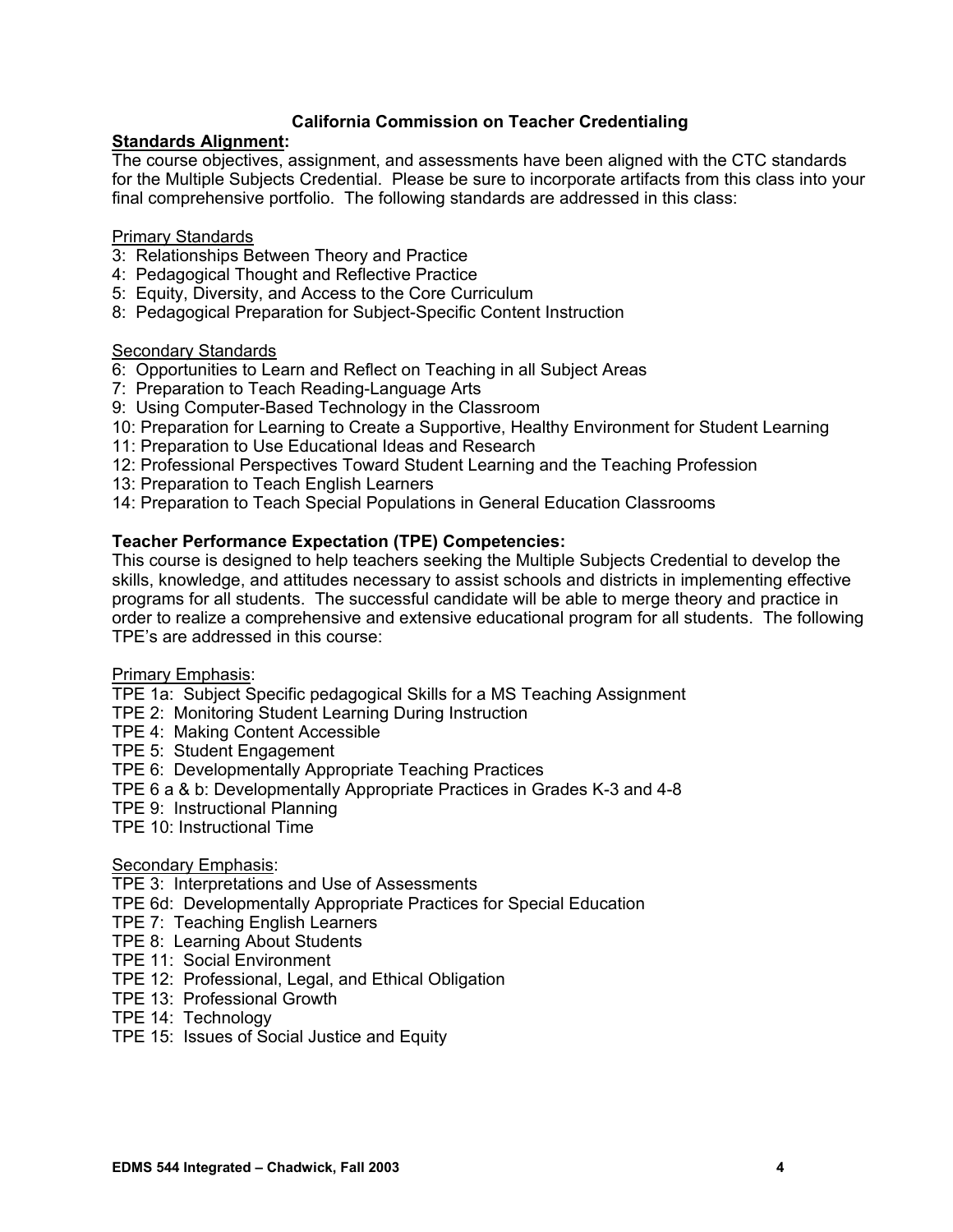## California Commission on Teacher Credentialing

**Standards Alignment:**

The course objectives, assignment, and assessments have been aligned with the CTC standards for the Multiple Subjects Credential. Please be sure to incorporate artifacts from this class into your final comprehensive portfolio. The following standards are addressed in this class:

Primary Standards

3: Relationships Between Theory and Practice
4: Pedagogical Thought and Reflective Practice
5: Equity, Diversity, and Access to the Core Curriculum
8: Pedagogical Preparation for Subject-Specific Content Instruction

Secondary Standards

6: Opportunities to Learn and Reflect on Teaching in all Subject Areas
7: Preparation to Teach Reading-Language Arts
9: Using Computer-Based Technology in the Classroom
10: Preparation for Learning to Create a Supportive, Healthy Environment for Student Learning
11: Preparation to Use Educational Ideas and Research
12: Professional Perspectives Toward Student Learning and the Teaching Profession
13: Preparation to Teach English Learners
14: Preparation to Teach Special Populations in General Education Classrooms

**Teacher Performance Expectation (TPE) Competencies:**

This course is designed to help teachers seeking the Multiple Subjects Credential to develop the skills, knowledge, and attitudes necessary to assist schools and districts in implementing effective programs for all students. The successful candidate will be able to merge theory and practice in order to realize a comprehensive and extensive educational program for all students. The following TPE's are addressed in this course:

Primary Emphasis:

TPE 1a: Subject Specific pedagogical Skills for a MS Teaching Assignment
TPE 2: Monitoring Student Learning During Instruction
TPE 4: Making Content Accessible
TPE 5: Student Engagement
TPE 6: Developmentally Appropriate Teaching Practices
TPE 6 a & b: Developmentally Appropriate Practices in Grades K-3 and 4-8
TPE 9: Instructional Planning
TPE 10: Instructional Time

Secondary Emphasis:

TPE 3: Interpretations and Use of Assessments
TPE 6d: Developmentally Appropriate Practices for Special Education
TPE 7: Teaching English Learners
TPE 8: Learning About Students
TPE 11: Social Environment
TPE 12: Professional, Legal, and Ethical Obligation
TPE 13: Professional Growth
TPE 14: Technology
TPE 15: Issues of Social Justice and Equity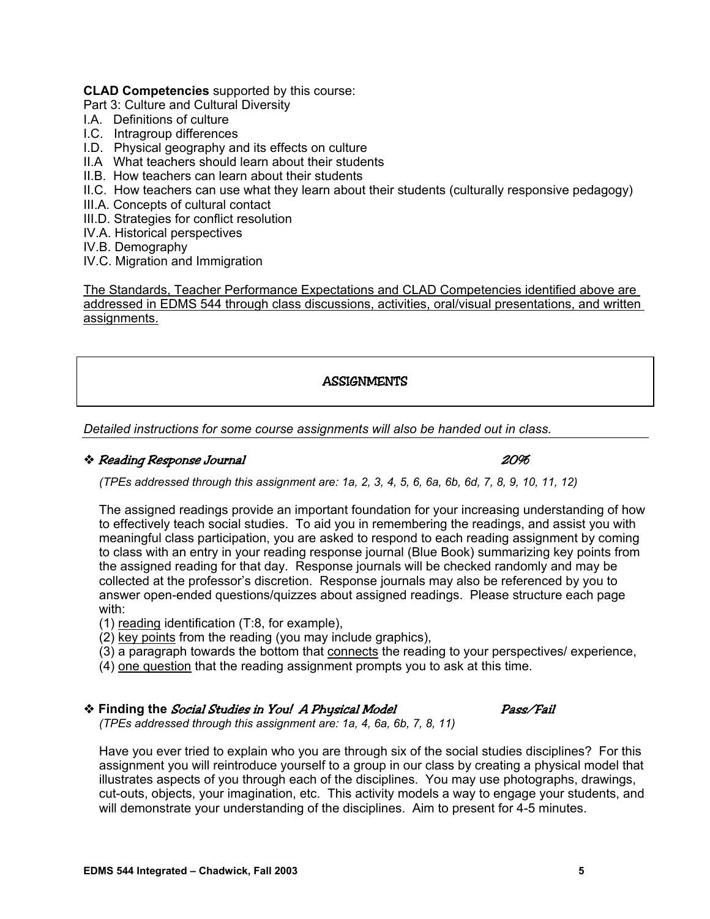**CLAD Competencies** supported by this course:

Part 3: Culture and Cultural Diversity

I.A. Definitions of culture
I.C. Intragroup differences
I.D. Physical geography and its effects on culture
II.A What teachers should learn about their students
II.B. How teachers can learn about their students
II.C. How teachers can use what they learn about their students (culturally responsive pedagogy)
III.A. Concepts of cultural contact
III.D. Strategies for conflict resolution
IV.A. Historical perspectives
IV.B. Demography
IV.C. Migration and Immigration

<u>The Standards, Teacher Performance Expectations and CLAD Competencies identified above are addressed in EDMS 544 through class discussions, activities, oral/visual presentations, and written assignments.</u>

## ASSIGNMENTS

*Detailed instructions for some course assignments will also be handed out in class.*

### ❖ *Reading Response Journal* — *20%*

*(TPEs addressed through this assignment are: 1a, 2, 3, 4, 5, 6, 6a, 6b, 6d, 7, 8, 9, 10, 11, 12)*

The assigned readings provide an important foundation for your increasing understanding of how to effectively teach social studies. To aid you in remembering the readings, and assist you with meaningful class participation, you are asked to respond to each reading assignment by coming to class with an entry in your reading response journal (Blue Book) summarizing key points from the assigned reading for that day. Response journals will be checked randomly and may be collected at the professor's discretion. Response journals may also be referenced by you to answer open-ended questions/quizzes about assigned readings. Please structure each page with:

(1) <u>reading</u> identification (T:8, for example),
(2) <u>key points</u> from the reading (you may include graphics),
(3) a paragraph towards the bottom that <u>connects</u> the reading to your perspectives/ experience,
(4) <u>one question</u> that the reading assignment prompts you to ask at this time.

### ❖ **Finding the** *Social Studies in You! A Physical Model* — *Pass/Fail*

*(TPEs addressed through this assignment are: 1a, 4, 6a, 6b, 7, 8, 11)*

Have you ever tried to explain who you are through six of the social studies disciplines? For this assignment you will reintroduce yourself to a group in our class by creating a physical model that illustrates aspects of you through each of the disciplines. You may use photographs, drawings, cut-outs, objects, your imagination, etc. This activity models a way to engage your students, and will demonstrate your understanding of the disciplines. Aim to present for 4-5 minutes.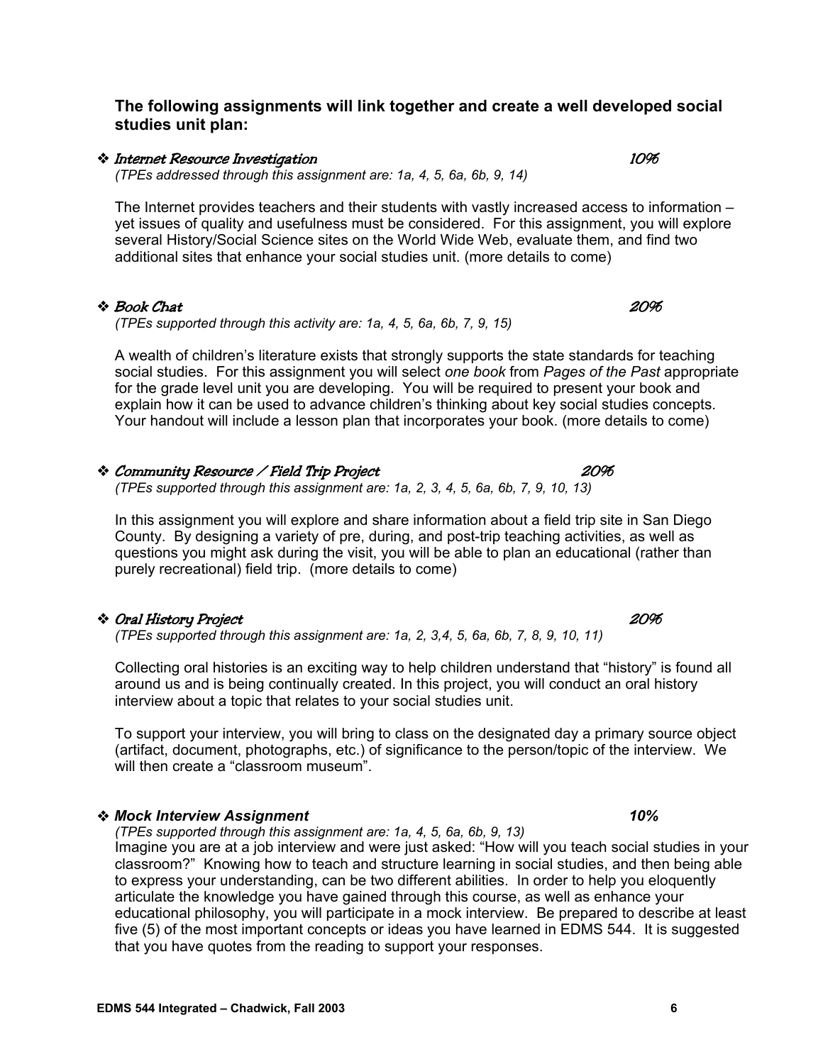**The following assignments will link together and create a well developed social studies unit plan:**

- ***Internet Resource Investigation*** ***10%***
  *(TPEs addressed through this assignment are: 1a, 4, 5, 6a, 6b, 9, 14)*

  The Internet provides teachers and their students with vastly increased access to information – yet issues of quality and usefulness must be considered. For this assignment, you will explore several History/Social Science sites on the World Wide Web, evaluate them, and find two additional sites that enhance your social studies unit. (more details to come)

- ***Book Chat*** ***20%***
  *(TPEs supported through this activity are: 1a, 4, 5, 6a, 6b, 7, 9, 15)*

  A wealth of children's literature exists that strongly supports the state standards for teaching social studies. For this assignment you will select *one book* from *Pages of the Past* appropriate for the grade level unit you are developing. You will be required to present your book and explain how it can be used to advance children's thinking about key social studies concepts. Your handout will include a lesson plan that incorporates your book. (more details to come)

- ***Community Resource / Field Trip Project*** ***20%***
  *(TPEs supported through this assignment are: 1a, 2, 3, 4, 5, 6a, 6b, 7, 9, 10, 13)*

  In this assignment you will explore and share information about a field trip site in San Diego County. By designing a variety of pre, during, and post-trip teaching activities, as well as questions you might ask during the visit, you will be able to plan an educational (rather than purely recreational) field trip. (more details to come)

- ***Oral History Project*** ***20%***
  *(TPEs supported through this assignment are: 1a, 2, 3,4, 5, 6a, 6b, 7, 8, 9, 10, 11)*

  Collecting oral histories is an exciting way to help children understand that "history" is found all around us and is being continually created. In this project, you will conduct an oral history interview about a topic that relates to your social studies unit.

  To support your interview, you will bring to class on the designated day a primary source object (artifact, document, photographs, etc.) of significance to the person/topic of the interview. We will then create a "classroom museum".

- ***Mock Interview Assignment*** ***10%***
  *(TPEs supported through this assignment are: 1a, 4, 5, 6a, 6b, 9, 13)*
  Imagine you are at a job interview and were just asked: "How will you teach social studies in your classroom?" Knowing how to teach and structure learning in social studies, and then being able to express your understanding, can be two different abilities. In order to help you eloquently articulate the knowledge you have gained through this course, as well as enhance your educational philosophy, you will participate in a mock interview. Be prepared to describe at least five (5) of the most important concepts or ideas you have learned in EDMS 544. It is suggested that you have quotes from the reading to support your responses.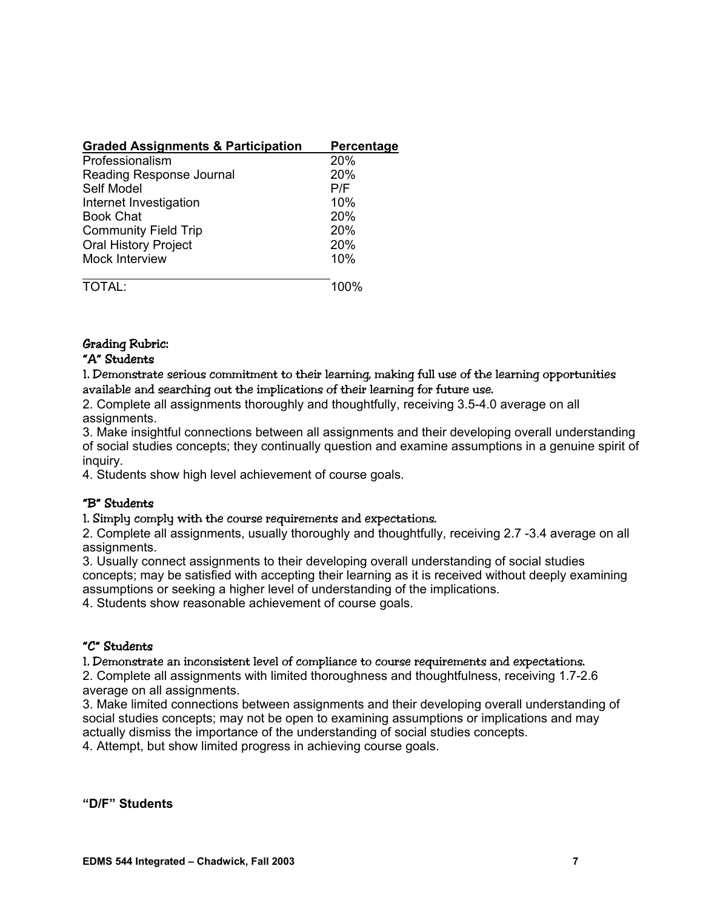| Graded Assignments & Participation | Percentage |
| --- | --- |
| Professionalism | 20% |
| Reading Response Journal | 20% |
| Self Model | P/F |
| Internet Investigation | 10% |
| Book Chat | 20% |
| Community Field Trip | 20% |
| Oral History Project | 20% |
| Mock Interview | 10% |
| TOTAL: | 100% |

**Grading Rubric:**

**"A" Students**

1. Demonstrate serious commitment to their learning, making full use of the learning opportunities available and searching out the implications of their learning for future use.
2. Complete all assignments thoroughly and thoughtfully, receiving 3.5-4.0 average on all assignments.
3. Make insightful connections between all assignments and their developing overall understanding of social studies concepts; they continually question and examine assumptions in a genuine spirit of inquiry.
4. Students show high level achievement of course goals.

**"B" Students**

1. Simply comply with the course requirements and expectations.
2. Complete all assignments, usually thoroughly and thoughtfully, receiving 2.7 -3.4 average on all assignments.
3. Usually connect assignments to their developing overall understanding of social studies concepts; may be satisfied with accepting their learning as it is received without deeply examining assumptions or seeking a higher level of understanding of the implications.
4. Students show reasonable achievement of course goals.

**"C" Students**

1. Demonstrate an inconsistent level of compliance to course requirements and expectations.
2. Complete all assignments with limited thoroughness and thoughtfulness, receiving 1.7-2.6 average on all assignments.
3. Make limited connections between assignments and their developing overall understanding of social studies concepts; may not be open to examining assumptions or implications and may actually dismiss the importance of the understanding of social studies concepts.
4. Attempt, but show limited progress in achieving course goals.

**"D/F" Students**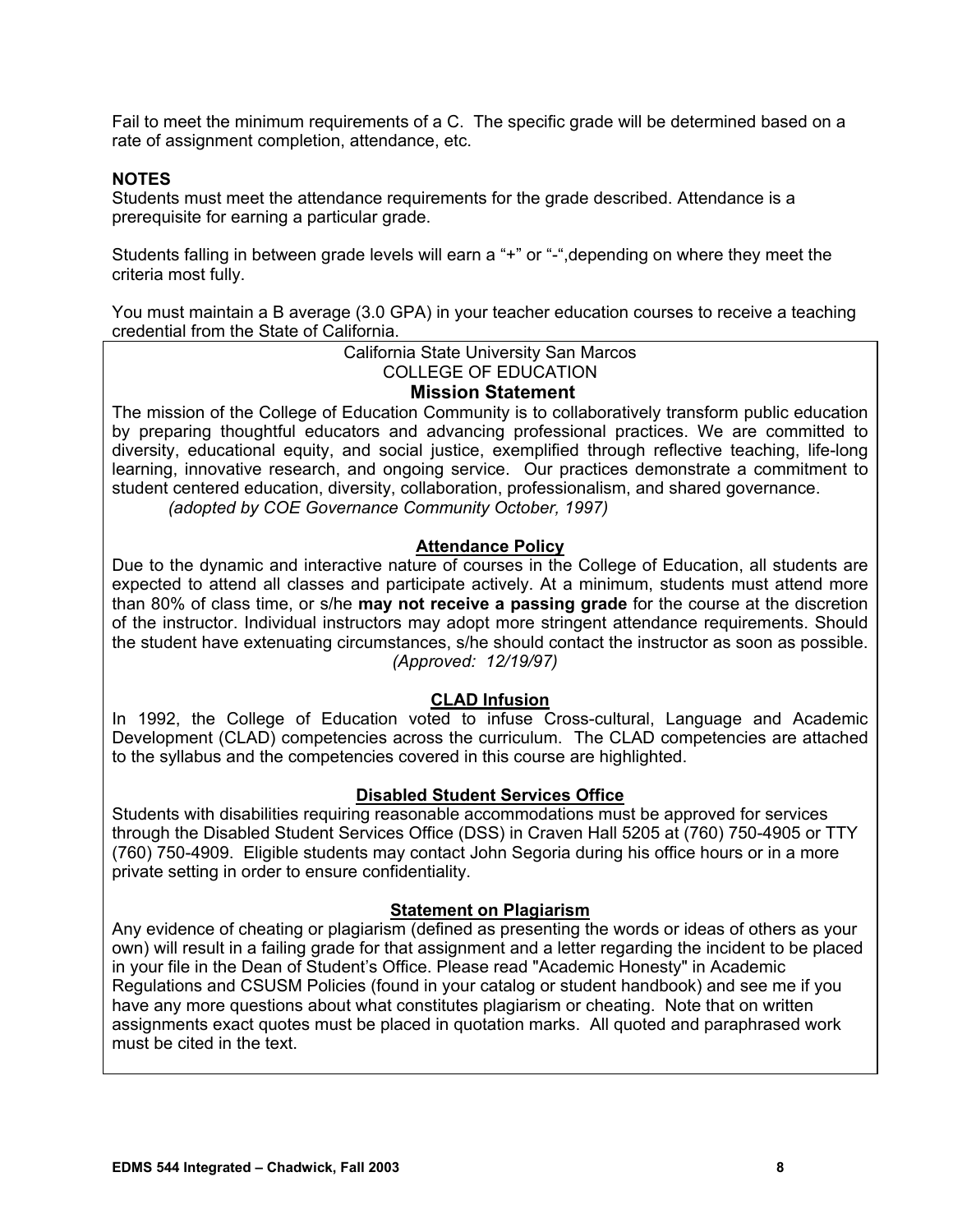Fail to meet the minimum requirements of a C. The specific grade will be determined based on a rate of assignment completion, attendance, etc.

**NOTES**

Students must meet the attendance requirements for the grade described. Attendance is a prerequisite for earning a particular grade.

Students falling in between grade levels will earn a "+" or "-",depending on where they meet the criteria most fully.

You must maintain a B average (3.0 GPA) in your teacher education courses to receive a teaching credential from the State of California.

California State University San Marcos
COLLEGE OF EDUCATION

## Mission Statement

The mission of the College of Education Community is to collaboratively transform public education by preparing thoughtful educators and advancing professional practices. We are committed to diversity, educational equity, and social justice, exemplified through reflective teaching, life-long learning, innovative research, and ongoing service. Our practices demonstrate a commitment to student centered education, diversity, collaboration, professionalism, and shared governance.
*(adopted by COE Governance Community October, 1997)*

### Attendance Policy

Due to the dynamic and interactive nature of courses in the College of Education, all students are expected to attend all classes and participate actively. At a minimum, students must attend more than 80% of class time, or s/he **may not receive a passing grade** for the course at the discretion of the instructor. Individual instructors may adopt more stringent attendance requirements. Should the student have extenuating circumstances, s/he should contact the instructor as soon as possible.
*(Approved: 12/19/97)*

### CLAD Infusion

In 1992, the College of Education voted to infuse Cross-cultural, Language and Academic Development (CLAD) competencies across the curriculum. The CLAD competencies are attached to the syllabus and the competencies covered in this course are highlighted.

### Disabled Student Services Office

Students with disabilities requiring reasonable accommodations must be approved for services through the Disabled Student Services Office (DSS) in Craven Hall 5205 at (760) 750-4905 or TTY (760) 750-4909. Eligible students may contact John Segoria during his office hours or in a more private setting in order to ensure confidentiality.

### Statement on Plagiarism

Any evidence of cheating or plagiarism (defined as presenting the words or ideas of others as your own) will result in a failing grade for that assignment and a letter regarding the incident to be placed in your file in the Dean of Student's Office. Please read "Academic Honesty" in Academic Regulations and CSUSM Policies (found in your catalog or student handbook) and see me if you have any more questions about what constitutes plagiarism or cheating. Note that on written assignments exact quotes must be placed in quotation marks. All quoted and paraphrased work must be cited in the text.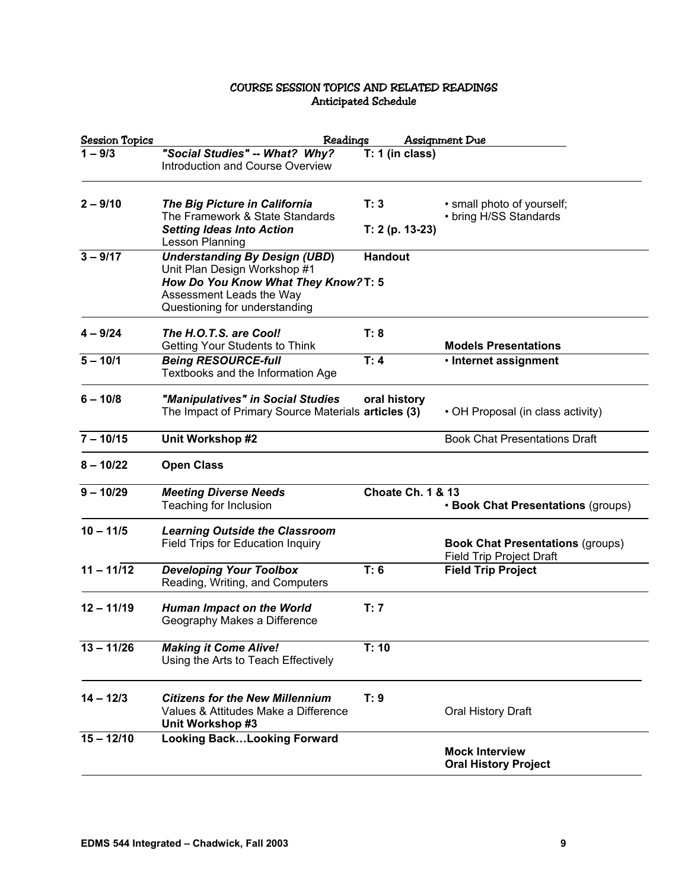# COURSE SESSION TOPICS AND RELATED READINGS

## Anticipated Schedule

| Session Topics | | Readings | Assignment Due |
|---|---|---|---|
| **1 – 9/3** | ***"Social Studies" -- What? Why?***<br>Introduction and Course Overview | **T: 1 (in class)** | |
| **2 – 9/10** | ***The Big Picture in California***<br>The Framework & State Standards<br>***Setting Ideas Into Action***<br>Lesson Planning | **T: 3**<br><br>**T: 2 (p. 13-23)** | • small photo of yourself;<br>• bring H/SS Standards |
| **3 – 9/17** | ***Understanding By Design (UBD)***<br>Unit Plan Design Workshop #1<br>***How Do You Know What They Know?***<br>Assessment Leads the Way<br>Questioning for understanding | **Handout**<br><br>**T: 5** | |
| **4 – 9/24** | ***The H.O.T.S. are Cool!***<br>Getting Your Students to Think | **T: 8** | **Models Presentations** |
| **5 – 10/1** | ***Being RESOURCE-full***<br>Textbooks and the Information Age | **T: 4** | • **Internet assignment** |
| **6 – 10/8** | ***"Manipulatives" in Social Studies***<br>The Impact of Primary Source Materials | **oral history articles (3)** | • OH Proposal (in class activity) |
| **7 – 10/15** | **Unit Workshop #2** | | Book Chat Presentations Draft |
| **8 – 10/22** | **Open Class** | | |
| **9 – 10/29** | ***Meeting Diverse Needs***<br>Teaching for Inclusion | **Choate Ch. 1 & 13** | • **Book Chat Presentations** (groups) |
| **10 – 11/5** | ***Learning Outside the Classroom***<br>Field Trips for Education Inquiry | | **Book Chat Presentations** (groups)<br>Field Trip Project Draft |
| **11 – 11/12** | ***Developing Your Toolbox***<br>Reading, Writing, and Computers | **T: 6** | **Field Trip Project** |
| **12 – 11/19** | ***Human Impact on the World***<br>Geography Makes a Difference | **T: 7** | |
| **13 – 11/26** | ***Making it Come Alive!***<br>Using the Arts to Teach Effectively | **T: 10** | |
| **14 – 12/3** | ***Citizens for the New Millennium***<br>Values & Attitudes Make a Difference<br>**Unit Workshop #3** | **T: 9** | Oral History Draft |
| **15 – 12/10** | **Looking Back…Looking Forward** | | **Mock Interview**<br>**Oral History Project** |